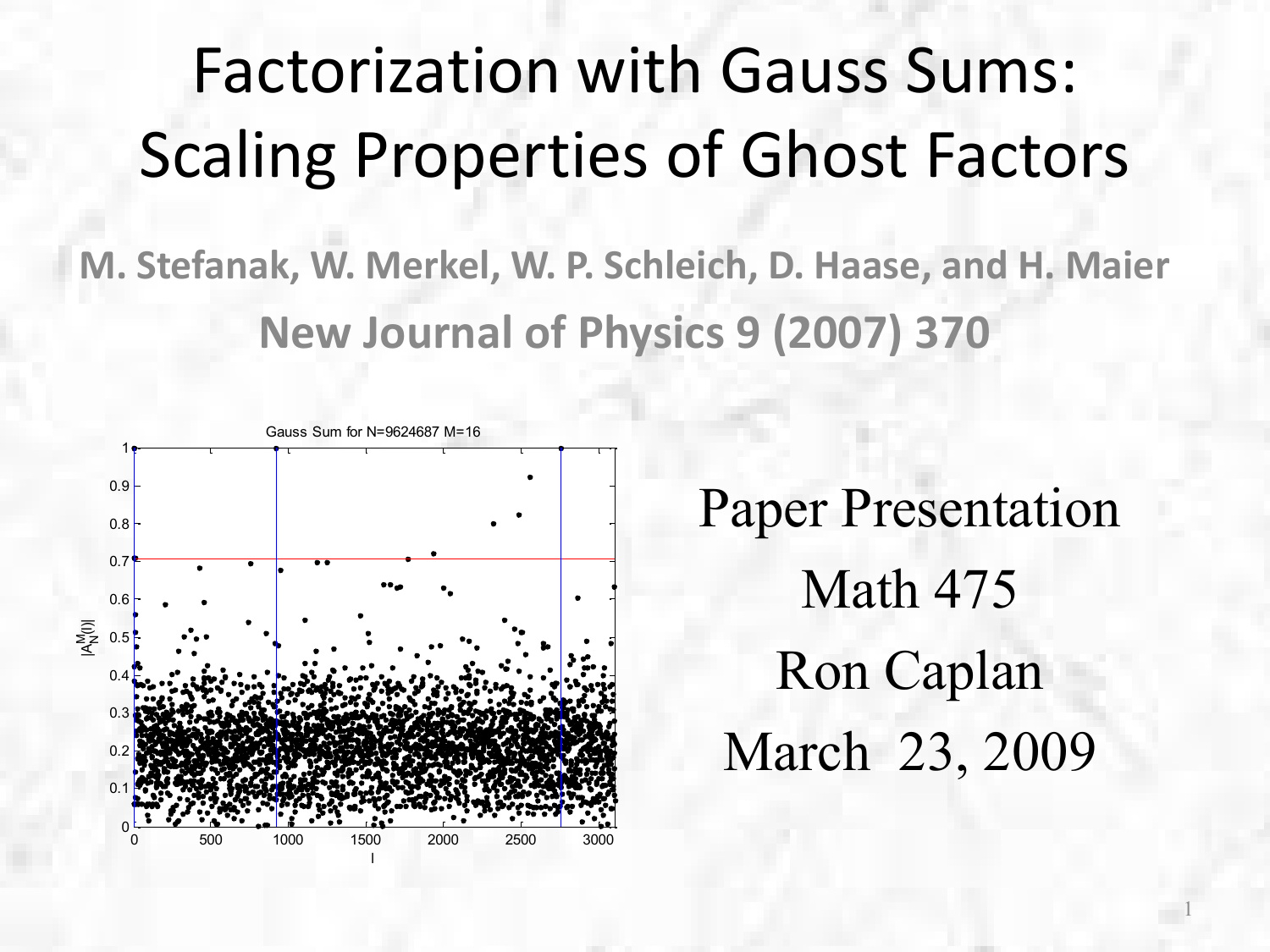# Factorization with Gauss Sums: Scaling Properties of Ghost Factors

**M. Stefanak, W. Merkel, W. P. Schleich, D. Haase, and H. Maier**

**New Journal of Physics 9 (2007) 370**

Paper Presentation

Math 475

Ron Caplan

March 23, 2009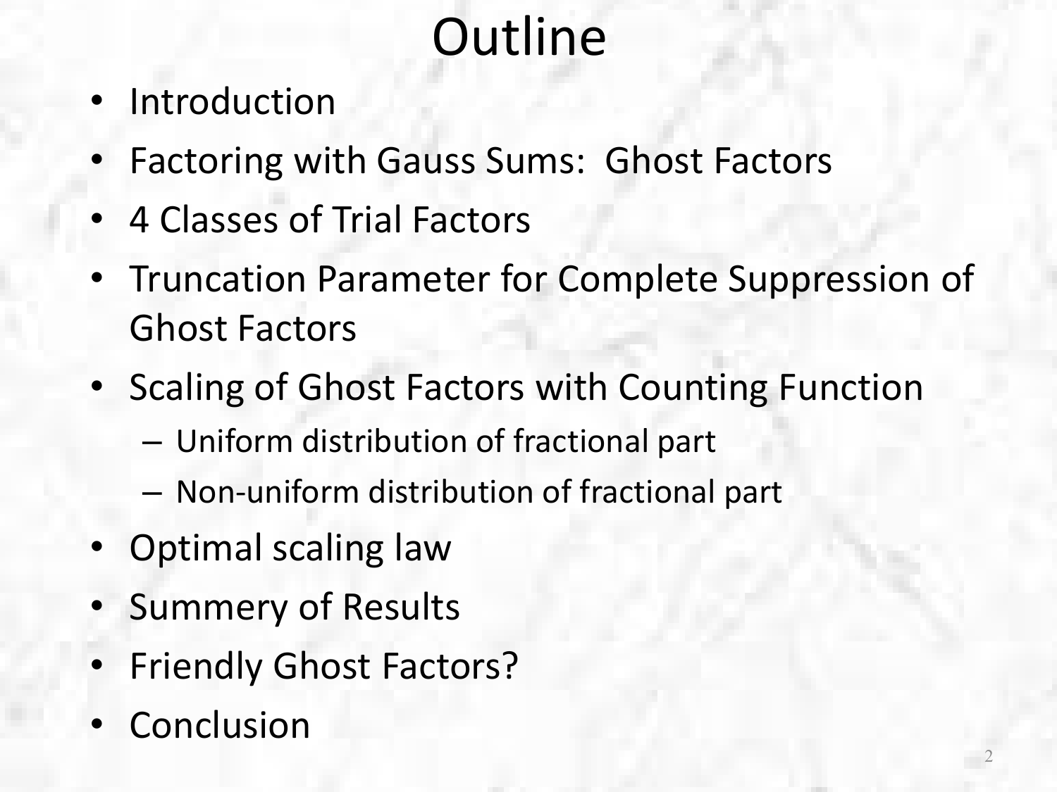# Outline

- Introduction
- Factoring with Gauss Sums: Ghost Factors
- 4 Classes of Trial Factors
- Truncation Parameter for Complete Suppression of Ghost Factors
- Scaling of Ghost Factors with Counting Function
  - Uniform distribution of fractional part
  - Non-uniform distribution of fractional part
- Optimal scaling law
- Summery of Results
- Friendly Ghost Factors?
- Conclusion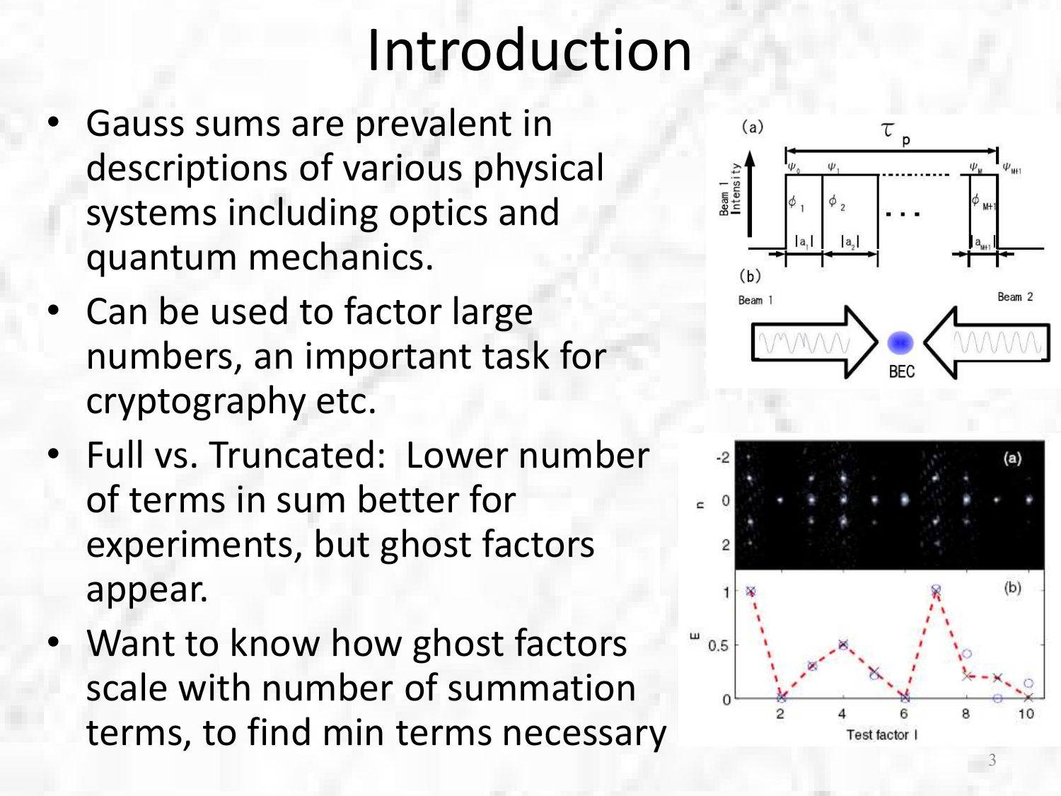# Introduction

- Gauss sums are prevalent in descriptions of various physical systems including optics and quantum mechanics.
- Can be used to factor large numbers, an important task for cryptography etc.
- Full vs. Truncated: Lower number of terms in sum better for experiments, but ghost factors appear.
- Want to know how ghost factors scale with number of summation terms, to find min terms necessary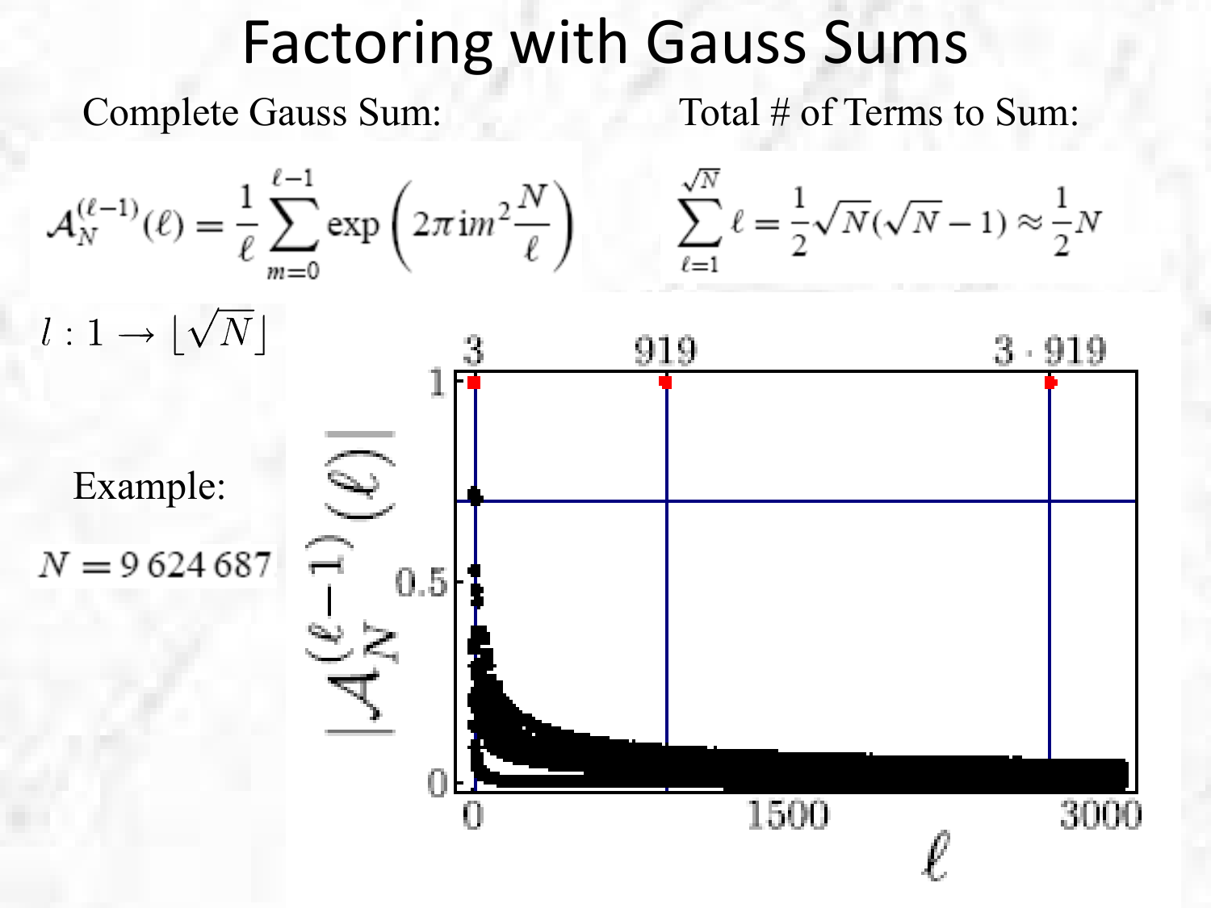# Factoring with Gauss Sums

Complete Gauss Sum:

$$\mathcal{A}_N^{(\ell-1)}(\ell) = \frac{1}{\ell} \sum_{m=0}^{\ell-1} \exp\left(2\pi i m^2 \frac{N}{\ell}\right)$$

Total # of Terms to Sum:

$$\sum_{\ell=1}^{\sqrt{N}} \ell = \frac{1}{2}\sqrt{N}(\sqrt{N}-1) \approx \frac{1}{2}N$$

$l : 1 \to \lfloor \sqrt{N} \rfloor$

Example:

$N = 9\,624\,687$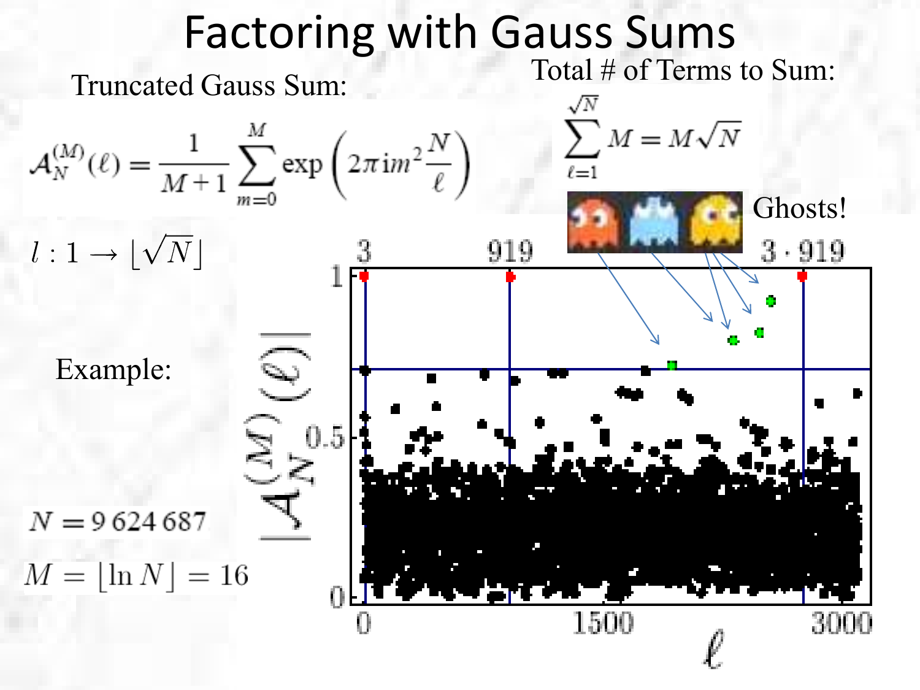# Factoring with Gauss Sums

Truncated Gauss Sum:

$$\mathcal{A}_N^{(M)}(\ell) = \frac{1}{M+1}\sum_{m=0}^{M} \exp\left(2\pi i m^2 \frac{N}{\ell}\right)$$

$$l : 1 \rightarrow \lfloor \sqrt{N} \rfloor$$

Total # of Terms to Sum:

$$\sum_{\ell=1}^{\sqrt{N}} M = M\sqrt{N}$$

Ghosts!

Example:

$$N = 9\,624\,687$$

$$M = \lfloor \ln N \rfloor = 16$$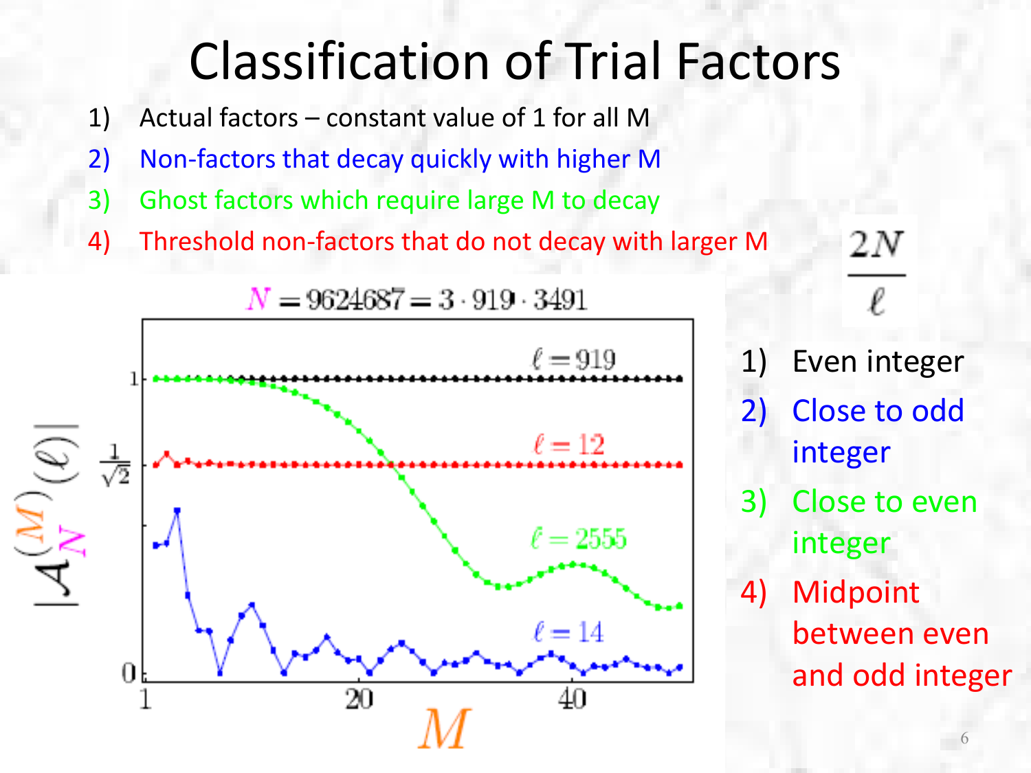# Classification of Trial Factors

1) Actual factors – constant value of 1 for all M
2) Non-factors that decay quickly with higher M
3) Ghost factors which require large M to decay
4) Threshold non-factors that do not decay with larger M

$N = 9624687 = 3 \cdot 919 \cdot 3491$

$$\frac{2N}{\ell}$$

1) Even integer
2) Close to odd integer
3) Close to even integer
4) Midpoint between even and odd integer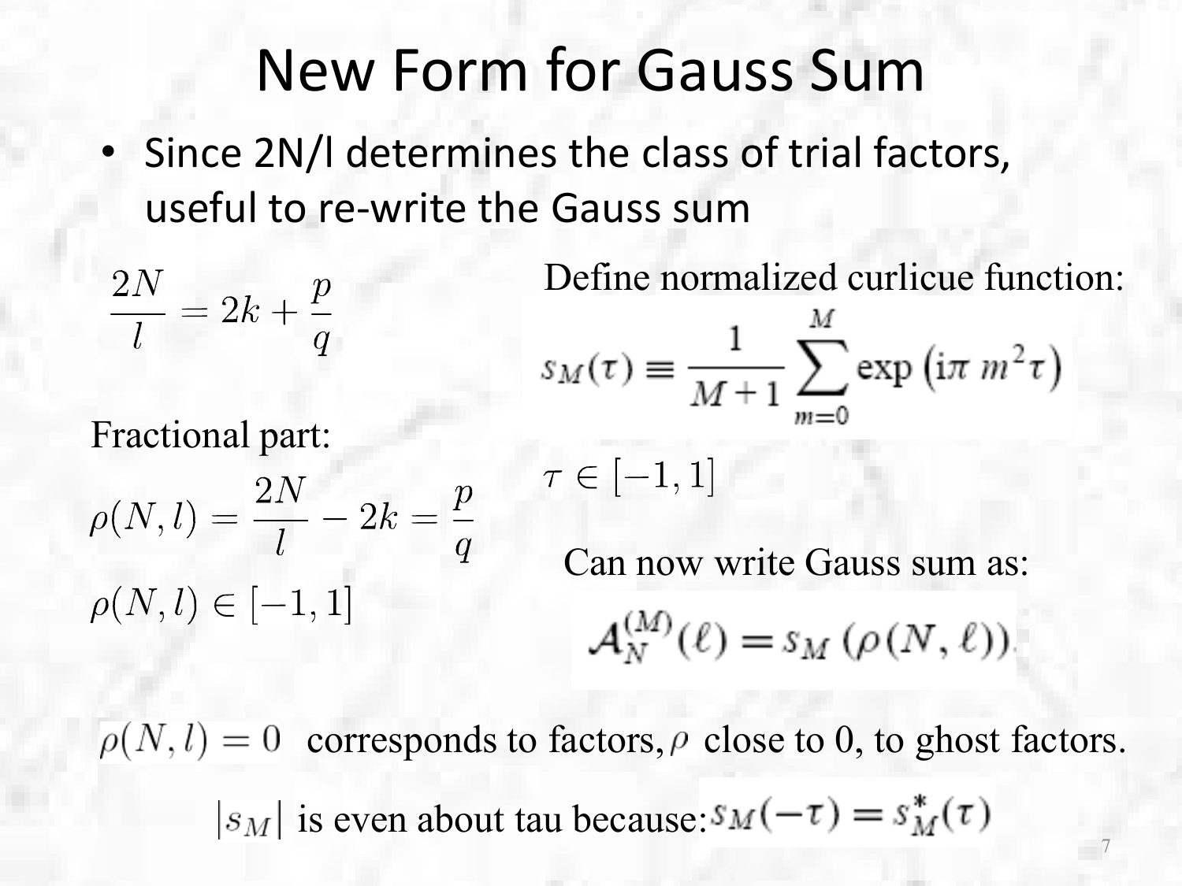# New Form for Gauss Sum

- Since 2N/l determines the class of trial factors, useful to re-write the Gauss sum

$$\frac{2N}{l} = 2k + \frac{p}{q}$$

Fractional part:

$$\rho(N,l) = \frac{2N}{l} - 2k = \frac{p}{q}$$

$$\rho(N,l) \in [-1,1]$$

Define normalized curlicue function:

$$s_M(\tau) \equiv \frac{1}{M+1} \sum_{m=0}^{M} \exp\left(i\pi\, m^2 \tau\right)$$

$$\tau \in [-1,1]$$

Can now write Gauss sum as:

$$\mathcal{A}_N^{(M)}(\ell) = s_M\left(\rho(N,\ell)\right)$$

$\rho(N,l) = 0$ corresponds to factors, $\rho$ close to 0, to ghost factors.

$|s_M|$ is even about tau because: $s_M(-\tau) = s_M^*(\tau)$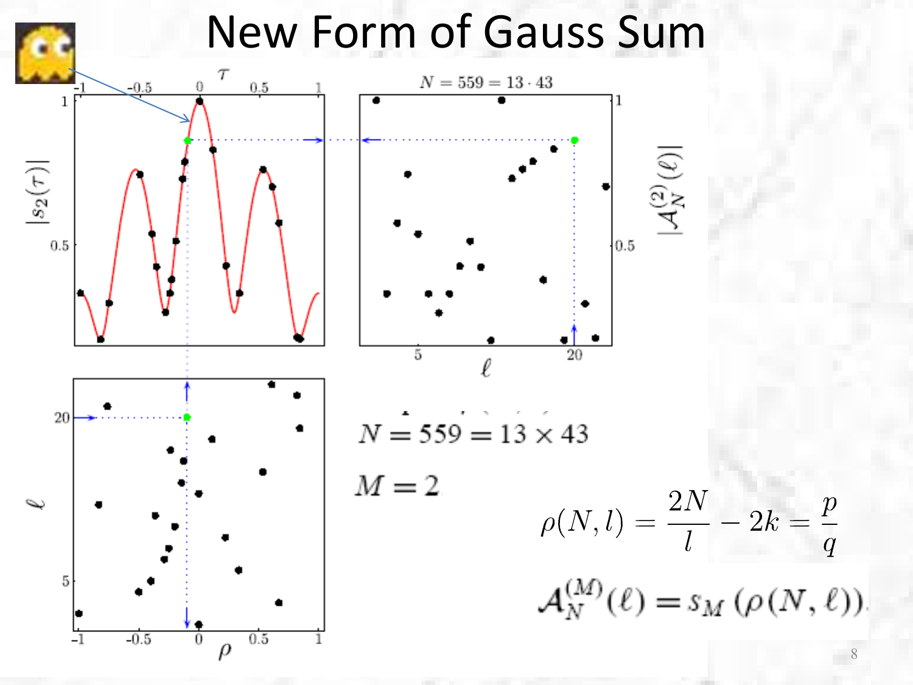# New Form of Gauss Sum

$N = 559 = 13 \times 43$

$M = 2$

$$\rho(N, l) = \frac{2N}{l} - 2k = \frac{p}{q}$$

$$\mathcal{A}_N^{(M)}(\ell) = s_M\left(\rho(N, \ell)\right).$$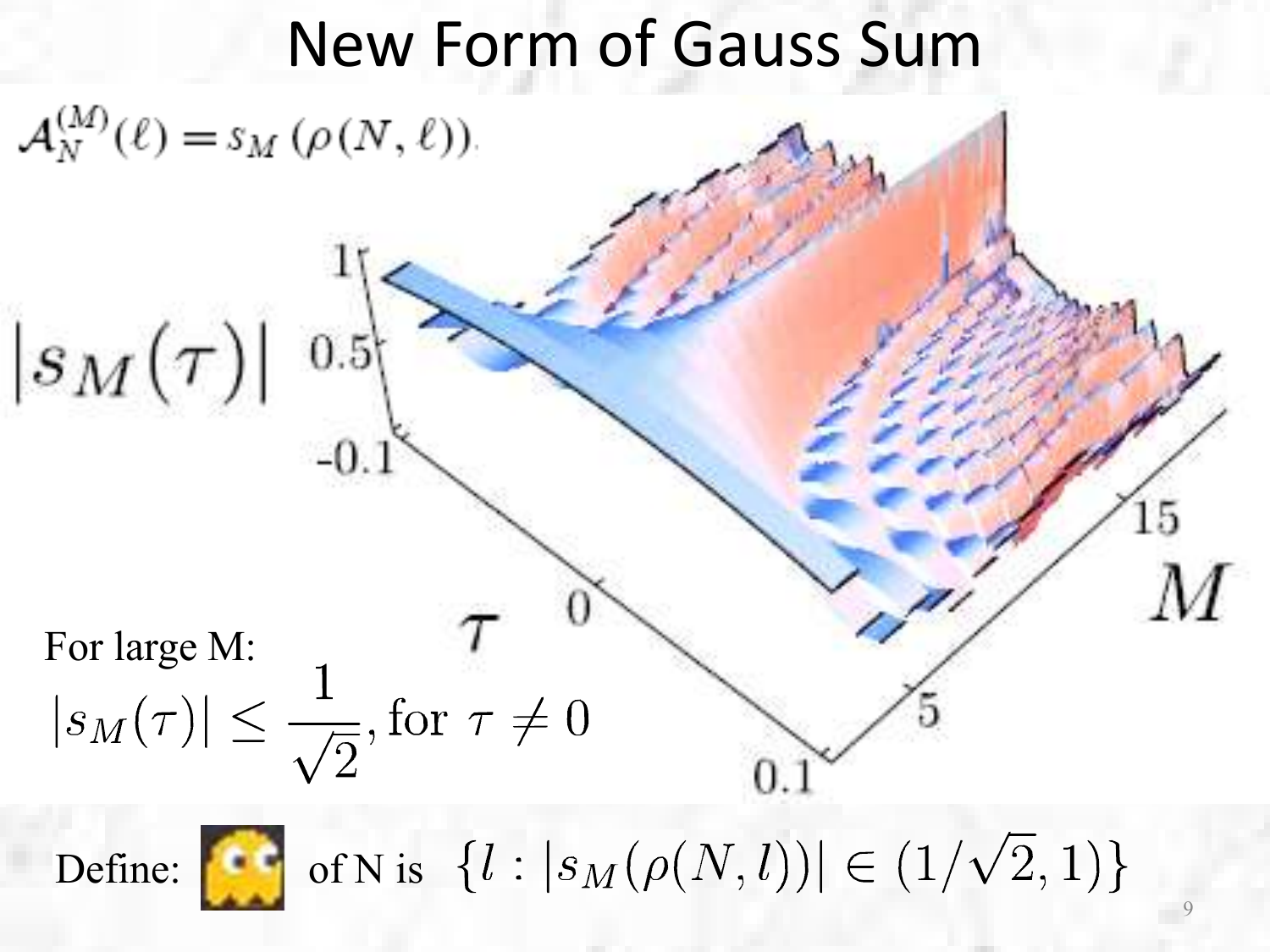# New Form of Gauss Sum

$$\mathcal{A}_N^{(M)}(\ell) = s_M(\rho(N, \ell)).$$

For large M:

$$|s_M(\tau)| \leq \frac{1}{\sqrt{2}}, \text{ for } \tau \neq 0$$

Define: [icon] of N is $\{l : |s_M(\rho(N, l))| \in (1/\sqrt{2}, 1)\}$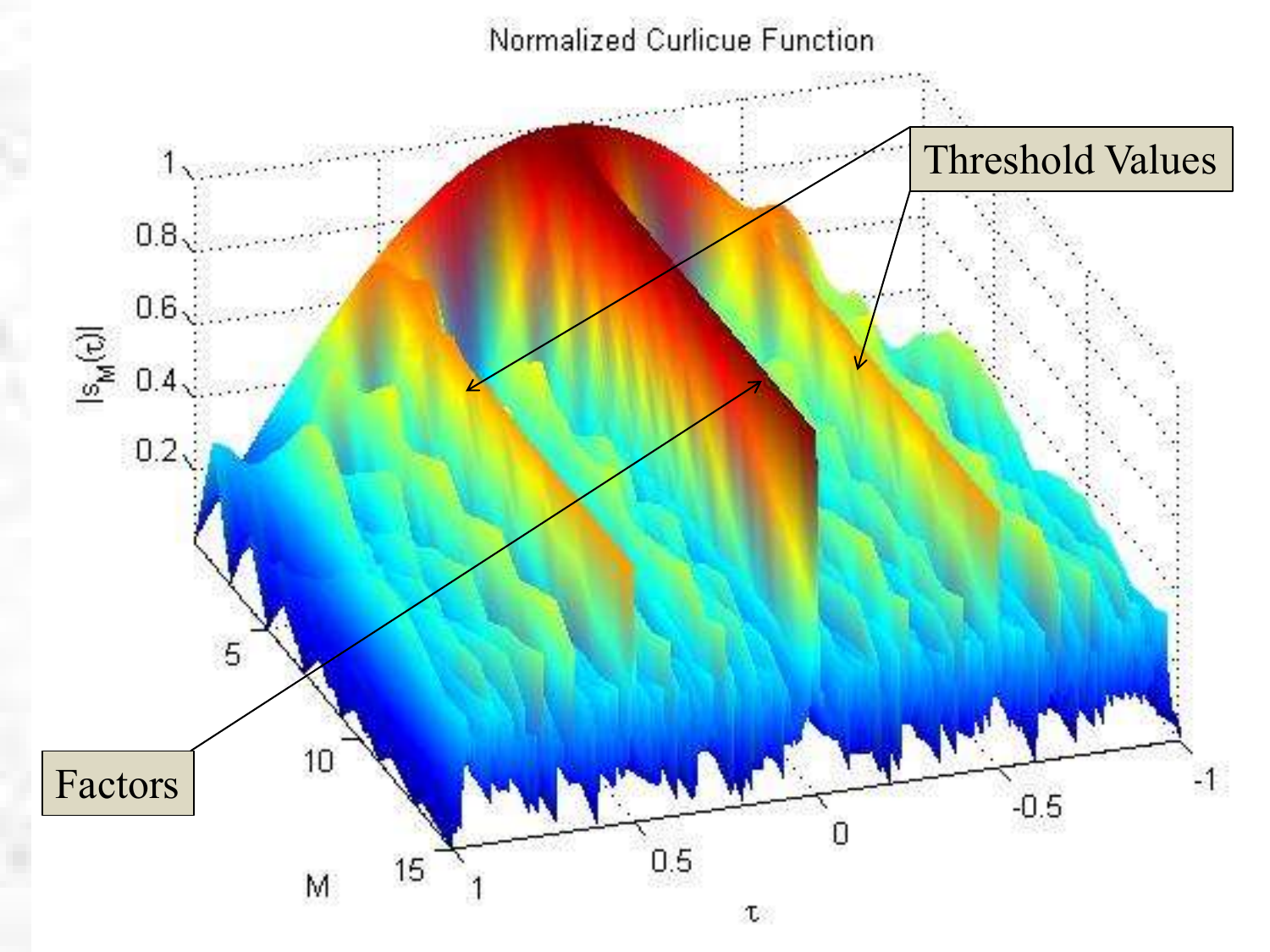Normalized Curlicue Function

Threshold Values

Factors

$|s_M(\tau)|$

$M$

$\tau$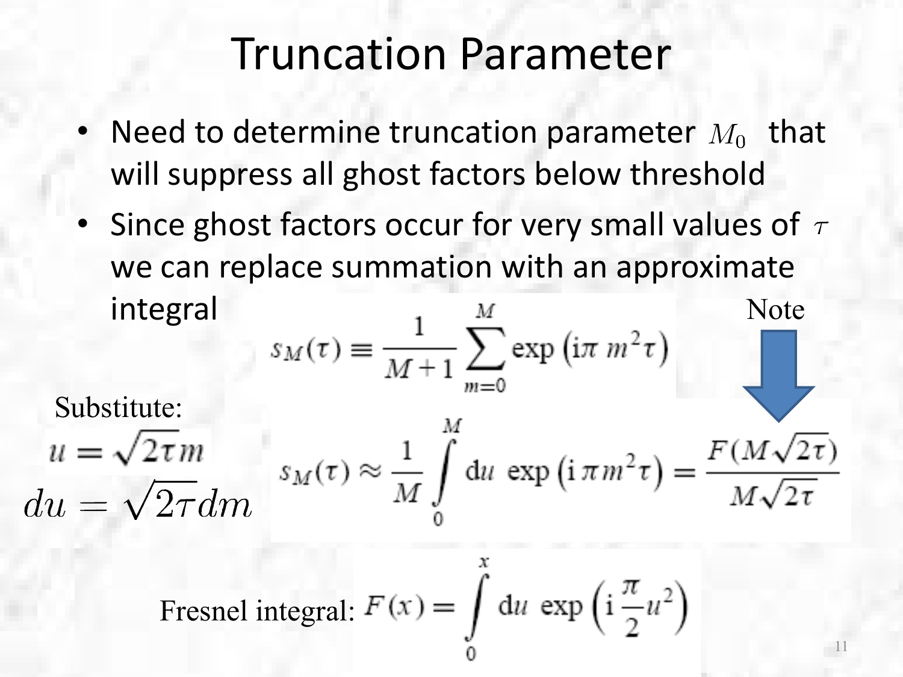# Truncation Parameter

- Need to determine truncation parameter $M_0$ that will suppress all ghost factors below threshold
- Since ghost factors occur for very small values of $\tau$ we can replace summation with an approximate integral

$$s_M(\tau) \equiv \frac{1}{M+1} \sum_{m=0}^{M} \exp\left(\mathrm{i}\pi\, m^2 \tau\right)$$

Substitute:

$$u = \sqrt{2\tau}\, m$$

$$du = \sqrt{2\tau}\, dm$$

Note

$$s_M(\tau) \approx \frac{1}{M} \int_0^M \mathrm{d}u\, \exp\left(\mathrm{i}\,\pi m^2 \tau\right) = \frac{F(M\sqrt{2\tau})}{M\sqrt{2\tau}}$$

Fresnel integral: $$F(x) = \int_0^x \mathrm{d}u\, \exp\left(\mathrm{i}\,\frac{\pi}{2} u^2\right)$$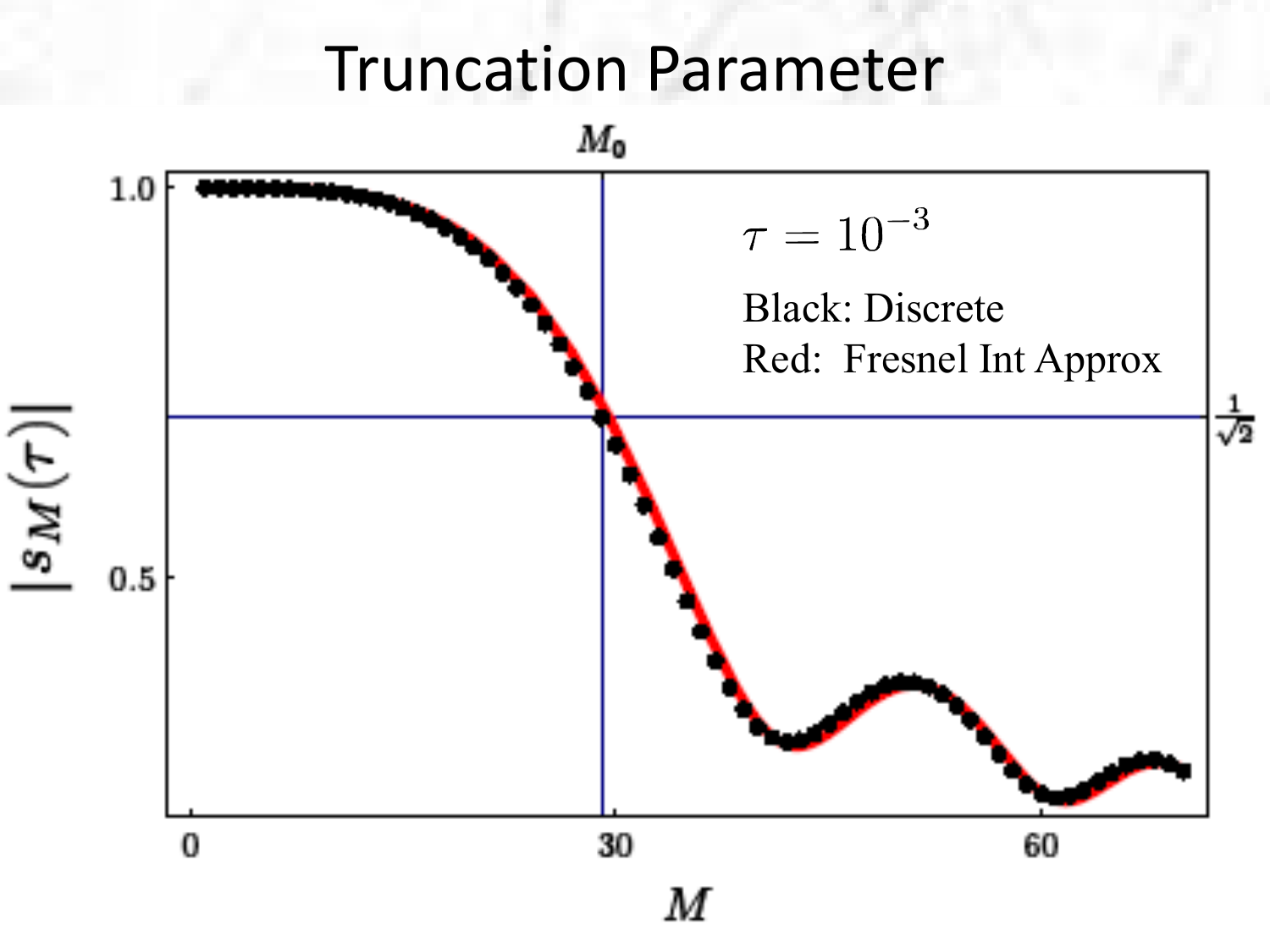# Truncation Parameter

$M_0$

$\tau = 10^{-3}$

Black: Discrete

Red: Fresnel Int Approx

$\frac{1}{\sqrt{2}}$

$|s_M(\tau)|$

1.0

0.5

0

30

60

$M$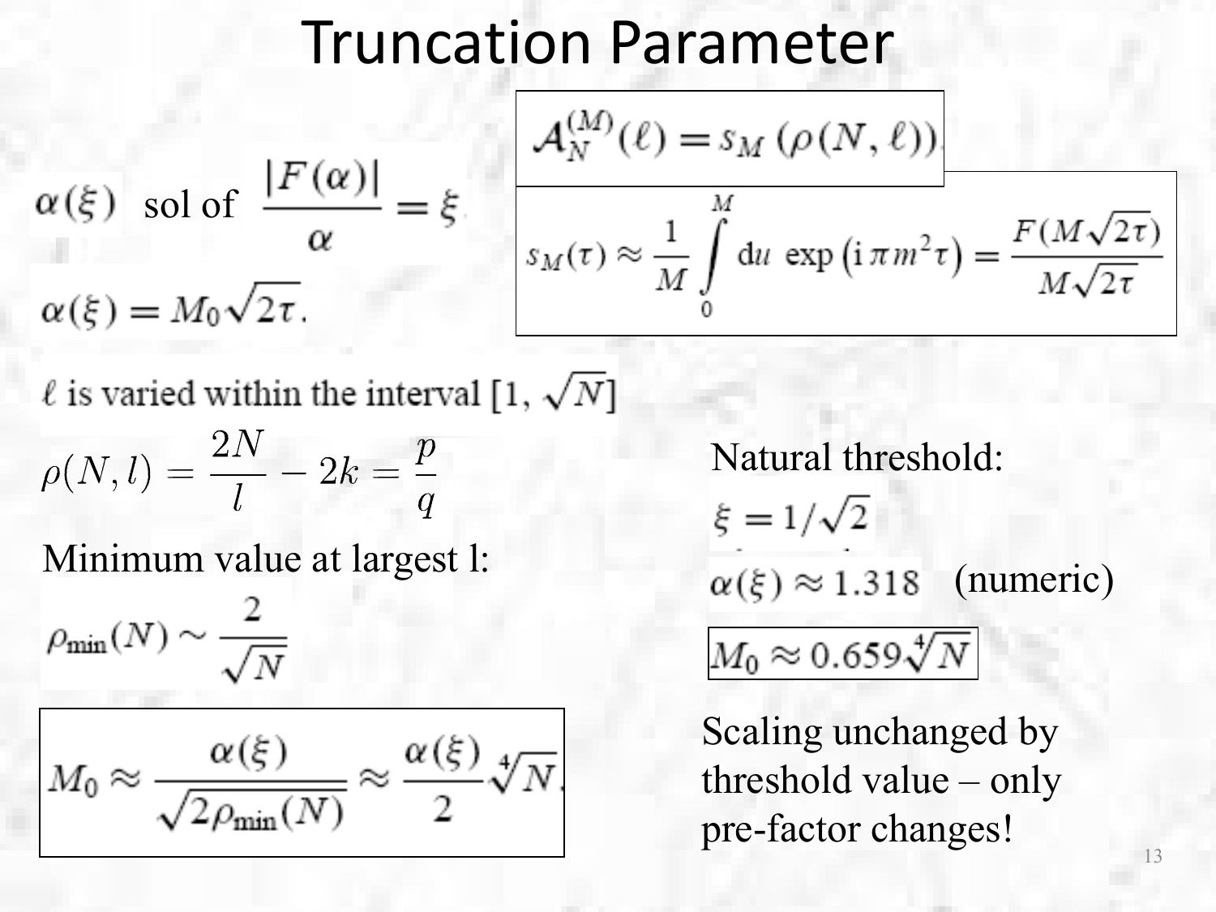# Truncation Parameter

$\alpha(\xi)$ sol of $\frac{|F(\alpha)|}{\alpha} = \xi$

$\alpha(\xi) = M_0\sqrt{2\tau}.$

$$\mathcal{A}_N^{(M)}(\ell) = s_M\left(\rho(N,\ell)\right)$$

$$s_M(\tau) \approx \frac{1}{M}\int_0^M \mathrm{d}u \, \exp\left(\mathrm{i}\,\pi m^2 \tau\right) = \frac{F(M\sqrt{2\tau})}{M\sqrt{2\tau}}$$

$\ell$ is varied within the interval $[1, \sqrt{N}]$

$$\rho(N,l) = \frac{2N}{l} - 2k = \frac{p}{q}$$

Minimum value at largest l:

$$\rho_{\min}(N) \sim \frac{2}{\sqrt{N}}$$

$$M_0 \approx \frac{\alpha(\xi)}{\sqrt{2\rho_{\min}(N)}} \approx \frac{\alpha(\xi)}{2}\sqrt[4]{N}.$$

Natural threshold:

$\xi = 1/\sqrt{2}$

$\alpha(\xi) \approx 1.318$ (numeric)

$$M_0 \approx 0.659\sqrt[4]{N}$$

Scaling unchanged by threshold value – only pre-factor changes!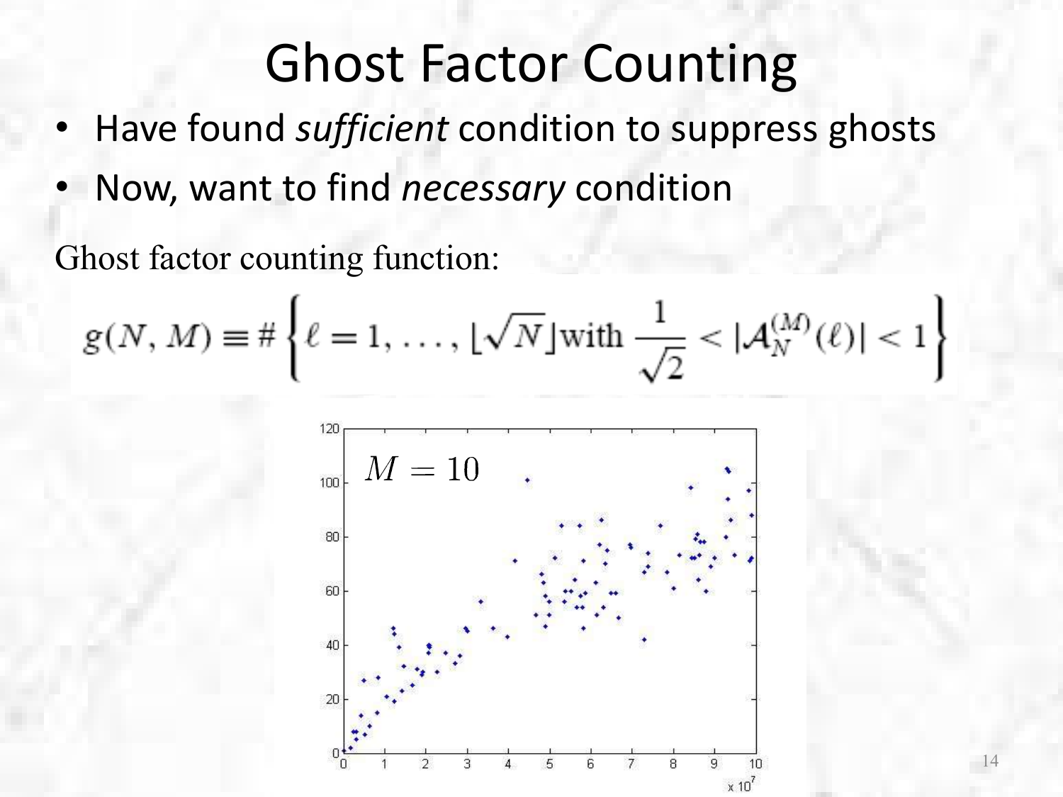# Ghost Factor Counting

- Have found *sufficient* condition to suppress ghosts
- Now, want to find *necessary* condition

Ghost factor counting function:

$$g(N, M) \equiv \# \left\{ \ell = 1, \ldots, \lfloor \sqrt{N} \rfloor \text{with } \frac{1}{\sqrt{2}} < |\mathcal{A}_N^{(M)}(\ell)| < 1 \right\}$$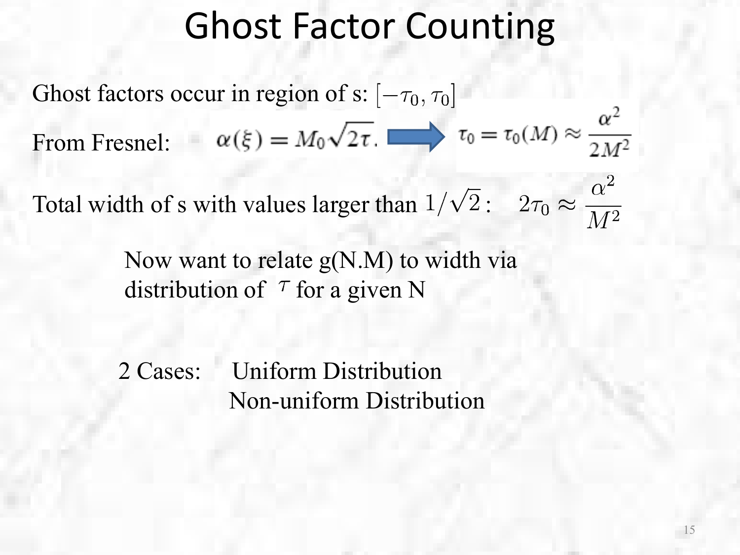# Ghost Factor Counting

Ghost factors occur in region of s: $[-\tau_0, \tau_0]$

From Fresnel: $\alpha(\xi) = M_0\sqrt{2\tau}.$ ⇒ $\tau_0 = \tau_0(M) \approx \dfrac{\alpha^2}{2M^2}$

Total width of s with values larger than $1/\sqrt{2}$: $\quad 2\tau_0 \approx \dfrac{\alpha^2}{M^2}$

Now want to relate g(N.M) to width via distribution of $\tau$ for a given N

2 Cases:
- Uniform Distribution
- Non-uniform Distribution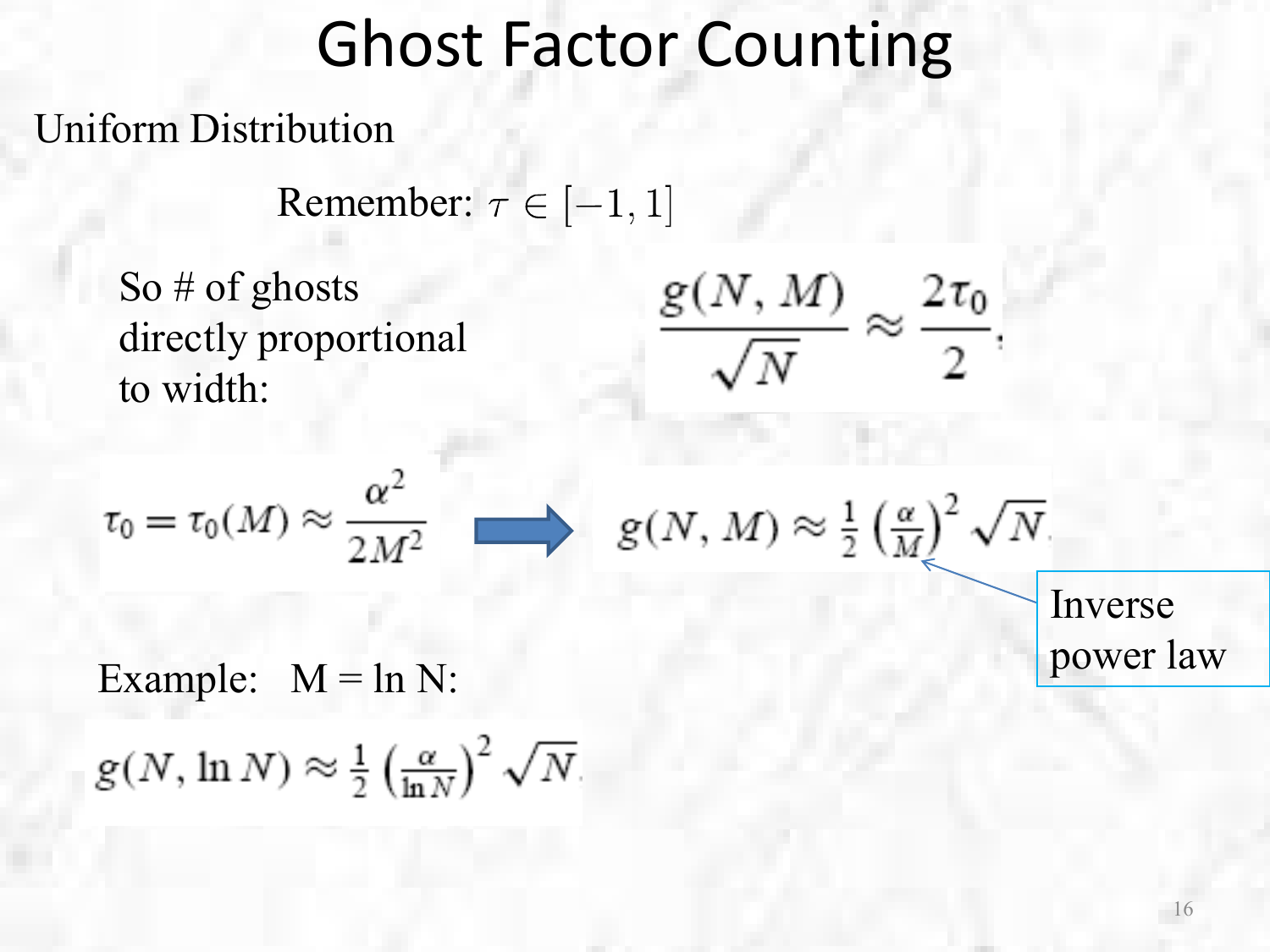# Ghost Factor Counting

Uniform Distribution

Remember: $\tau \in [-1, 1]$

So # of ghosts directly proportional to width:

$$\frac{g(N, M)}{\sqrt{N}} \approx \frac{2\tau_0}{2};$$

$$\tau_0 = \tau_0(M) \approx \frac{\alpha^2}{2M^2} \Rightarrow g(N, M) \approx \frac{1}{2}\left(\frac{\alpha}{M}\right)^2 \sqrt{N}.$$

Inverse power law

Example: M = ln N:

$$g(N, \ln N) \approx \frac{1}{2}\left(\frac{\alpha}{\ln N}\right)^2 \sqrt{N}.$$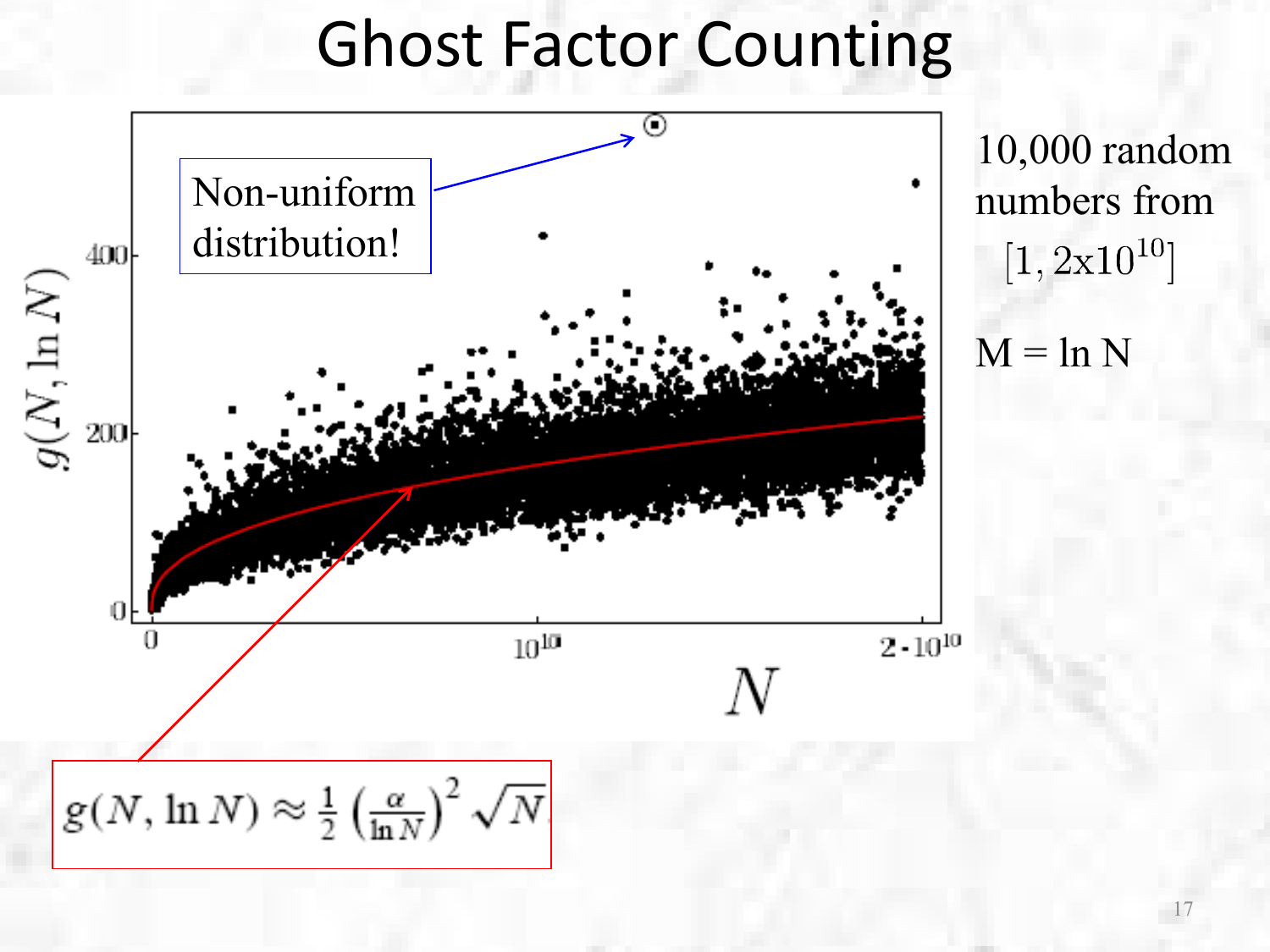# Ghost Factor Counting

Non-uniform distribution!

$$g(N, \ln N) \approx \frac{1}{2}\left(\frac{\alpha}{\ln N}\right)^2 \sqrt{N}$$

10,000 random numbers from $[1, 2\text{x}10^{10}]$

M = ln N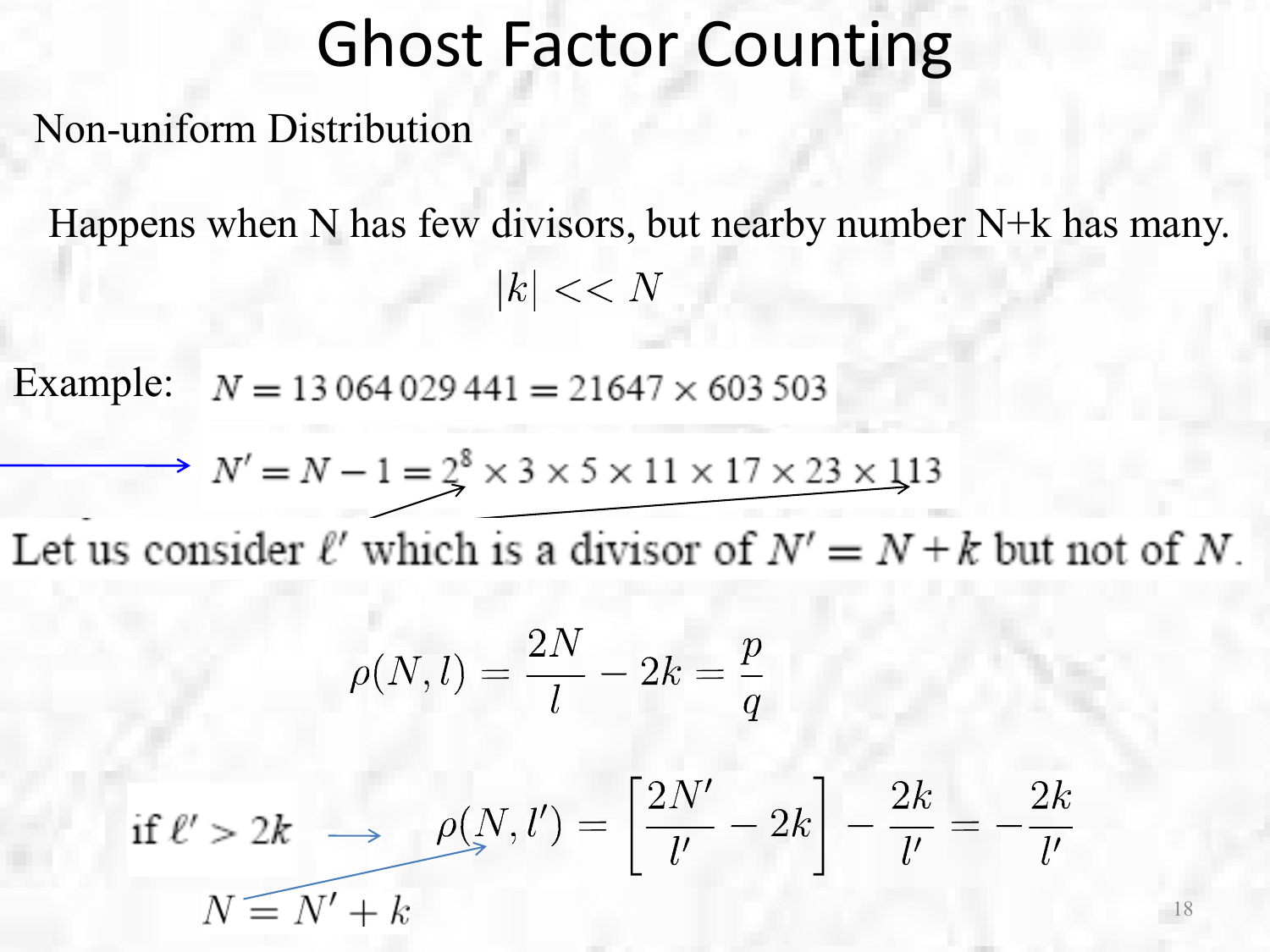# Ghost Factor Counting

Non-uniform Distribution

Happens when N has few divisors, but nearby number N+k has many.

$$|k| << N$$

Example: $N = 13\,064\,029\,441 = 21647 \times 603\,503$

$N' = N - 1 = 2^8 \times 3 \times 5 \times 11 \times 17 \times 23 \times 113$

Let us consider $\ell'$ which is a divisor of $N' = N + k$ but not of $N$.

$$\rho(N, l) = \frac{2N}{l} - 2k = \frac{p}{q}$$

if $\ell' > 2k$ $\rightarrow$ $\rho(N, l') = \left[\frac{2N'}{l'} - 2k\right] - \frac{2k}{l'} = -\frac{2k}{l'}$

$N = N' + k$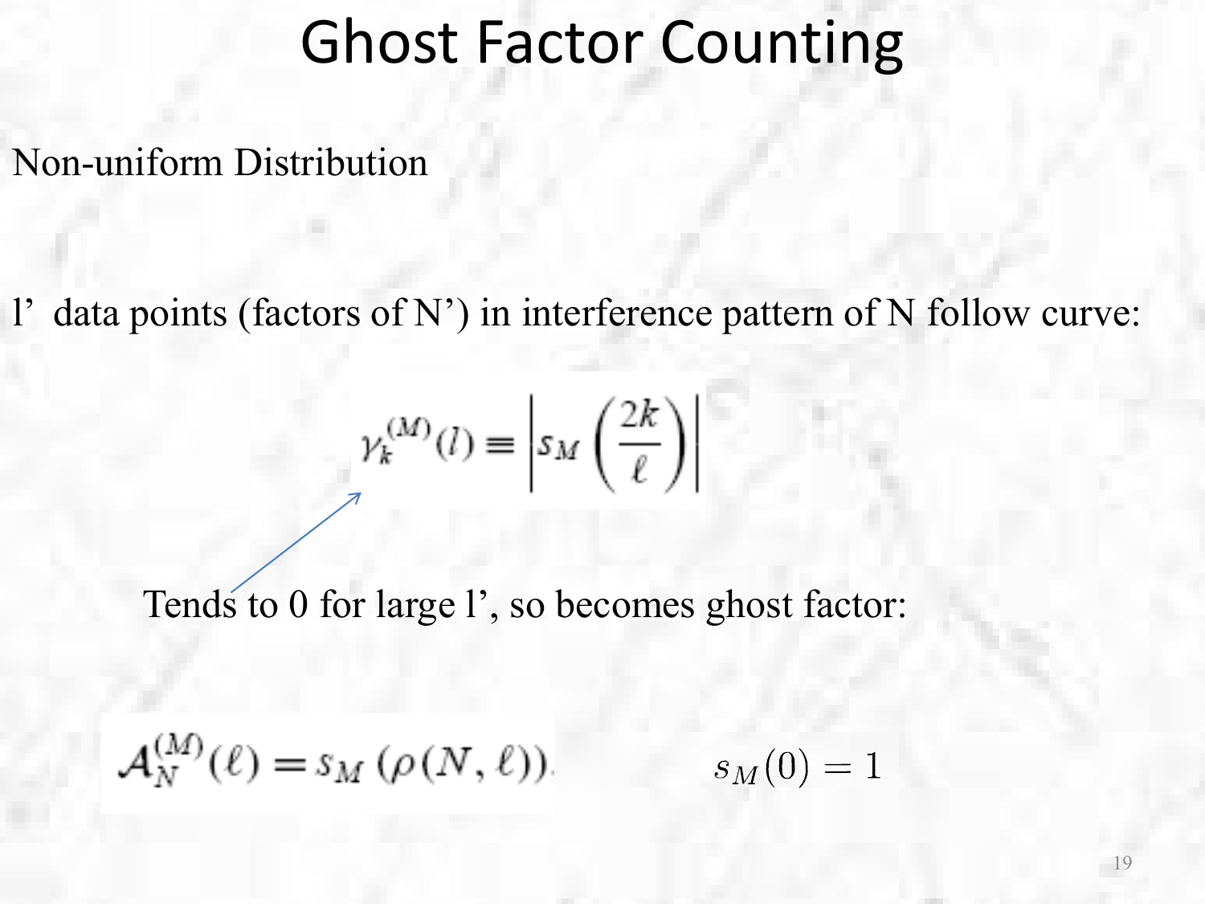# Ghost Factor Counting

Non-uniform Distribution

l' data points (factors of N') in interference pattern of N follow curve:

$$\gamma_k^{(M)}(l) \equiv \left| s_M\left(\frac{2k}{\ell}\right) \right|$$

Tends to 0 for large l', so becomes ghost factor:

$$\mathcal{A}_N^{(M)}(\ell) = s_M\left(\rho(N,\ell)\right).$$

$$s_M(0) = 1$$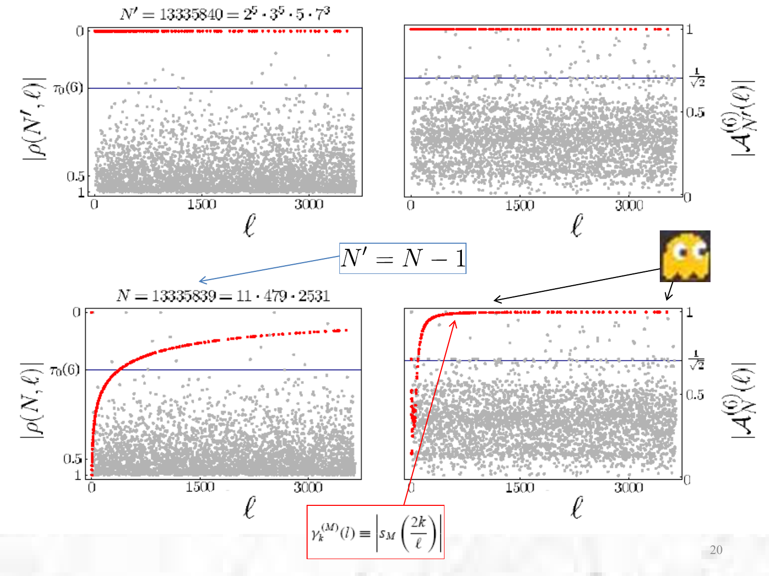$N' = 13335840 = 2^5 \cdot 3^5 \cdot 5 \cdot 7^3$

$N' = N - 1$

$N = 13335839 = 11 \cdot 479 \cdot 2531$

$$\gamma_k^{(M)}(l) \equiv \left| s_M\left(\frac{2k}{\ell}\right) \right|$$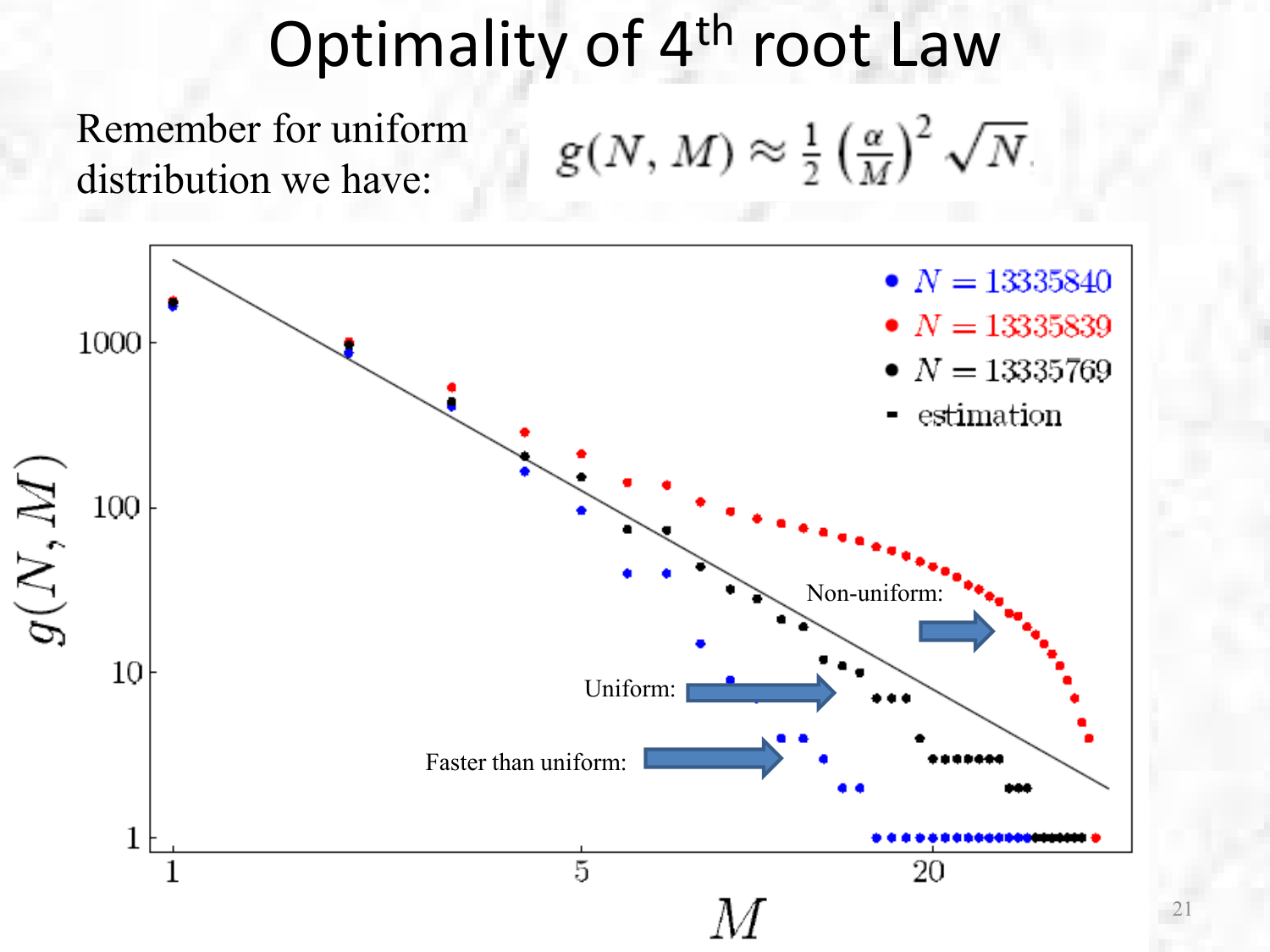# Optimality of 4$^{th}$ root Law

Remember for uniform distribution we have:

$$g(N, M) \approx \frac{1}{2}\left(\frac{\alpha}{M}\right)^2 \sqrt{N}$$

- $N = 13335840$
- $N = 13335839$
- $N = 13335769$
- estimation

Non-uniform:

Uniform:

Faster than uniform: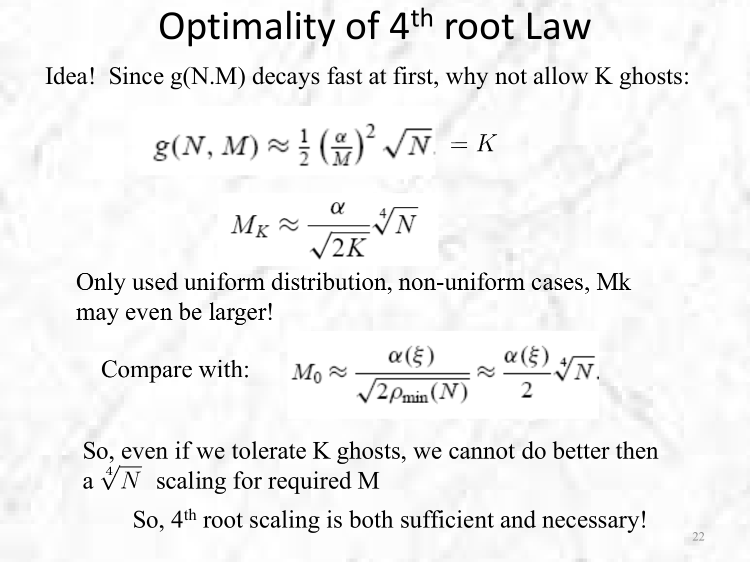# Optimality of 4th root Law

Idea! Since g(N.M) decays fast at first, why not allow K ghosts:

$$g(N, M) \approx \frac{1}{2}\left(\frac{\alpha}{M}\right)^2 \sqrt{N} = K$$

$$M_K \approx \frac{\alpha}{\sqrt{2K}} \sqrt[4]{N}$$

Only used uniform distribution, non-uniform cases, Mk may even be larger!

Compare with: $$M_0 \approx \frac{\alpha(\xi)}{\sqrt{2\rho_{\min}(N)}} \approx \frac{\alpha(\xi)}{2} \sqrt[4]{N}.$$

So, even if we tolerate K ghosts, we cannot do better then a $\sqrt[4]{N}$ scaling for required M

So, 4th root scaling is both sufficient and necessary!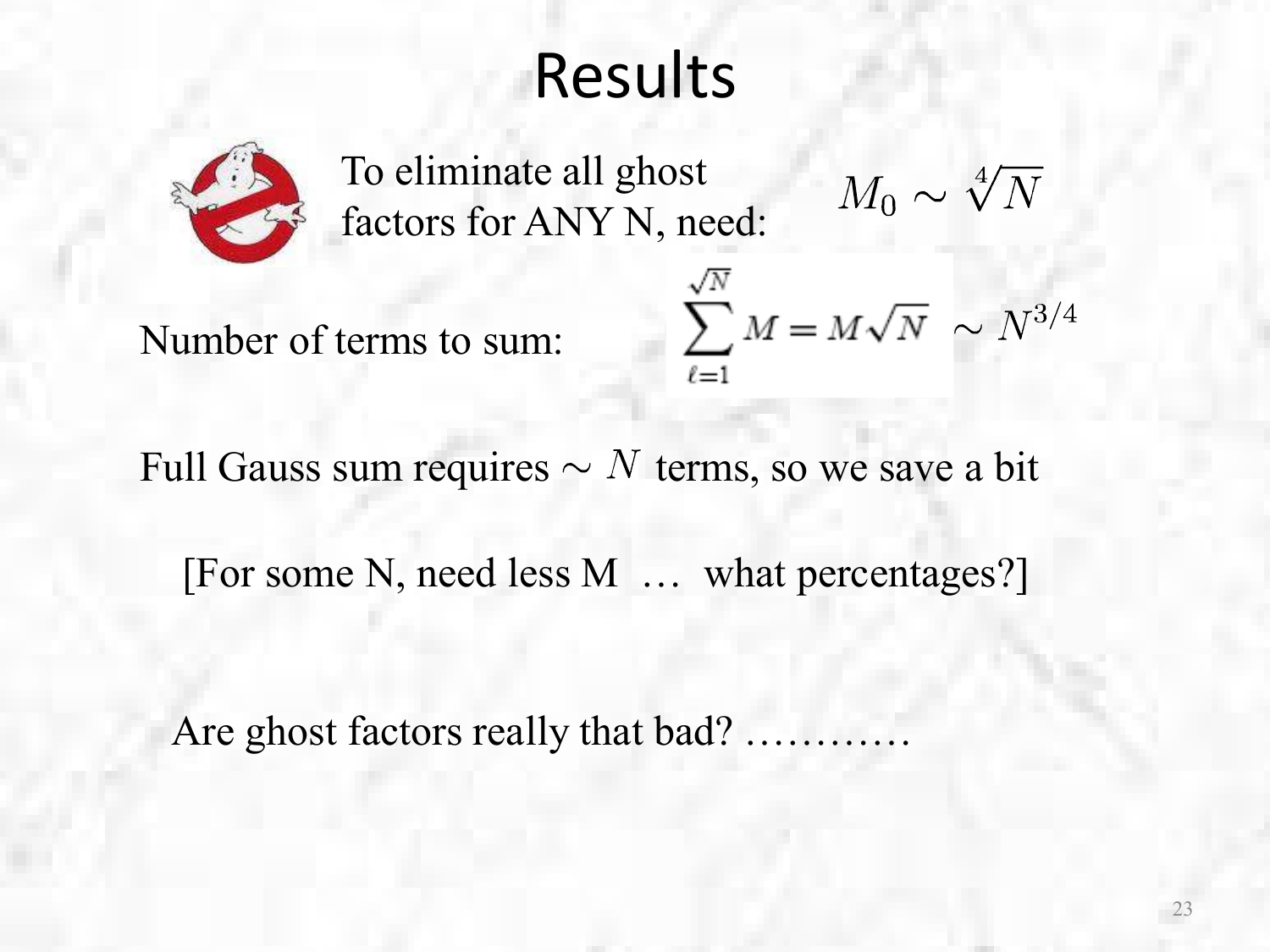# Results

To eliminate all ghost factors for ANY N, need: $M_0 \sim \sqrt[4]{N}$

Number of terms to sum: $\sum_{\ell=1}^{\sqrt{N}} M = M\sqrt{N} \sim N^{3/4}$

Full Gauss sum requires $\sim N$ terms, so we save a bit

[For some N, need less M … what percentages?]

Are ghost factors really that bad? …………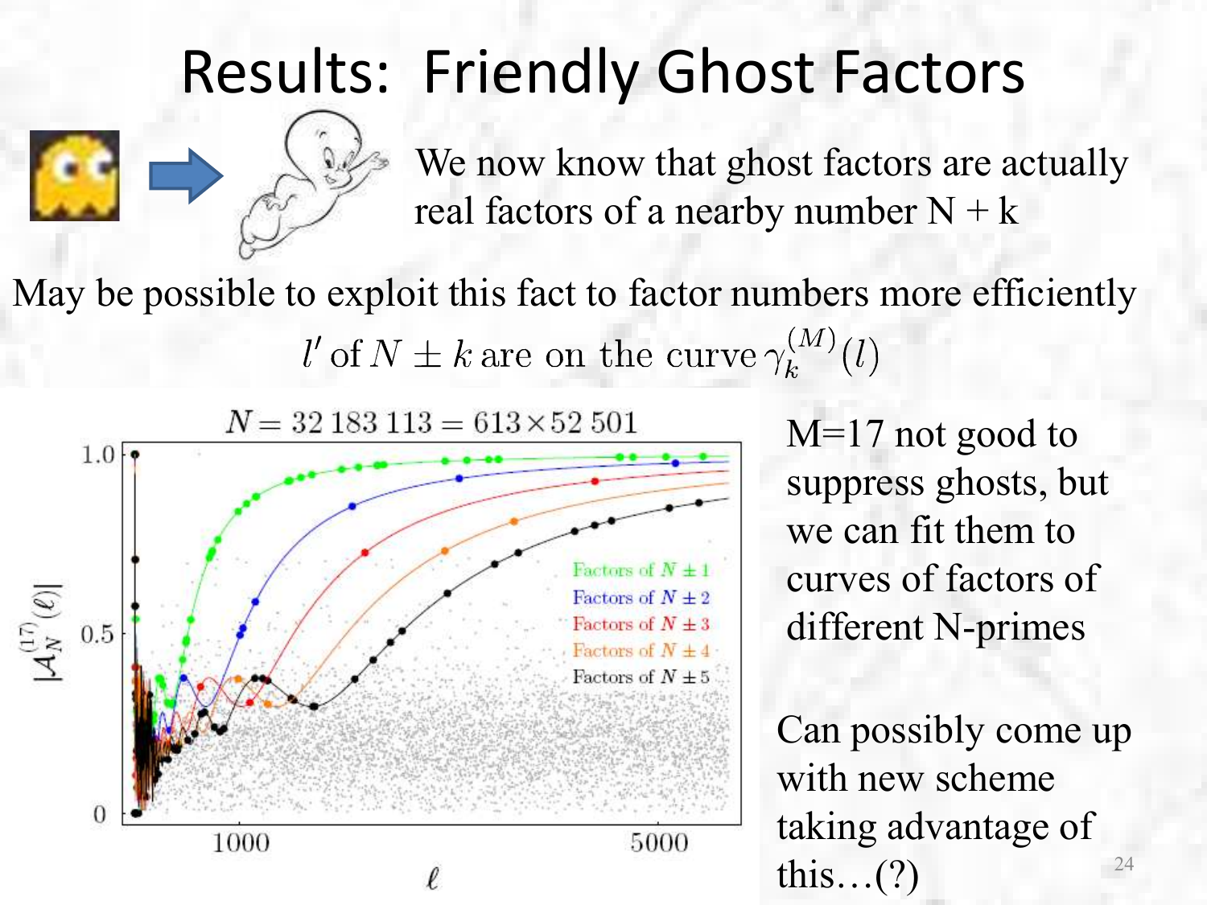# Results: Friendly Ghost Factors

We now know that ghost factors are actually real factors of a nearby number N + k

May be possible to exploit this fact to factor numbers more efficiently

$l'$ of $N \pm k$ are on the curve $\gamma_k^{(M)}(l)$

$N = 32\,183\,113 = 613 \times 52\,501$

M=17 not good to suppress ghosts, but we can fit them to curves of factors of different N-primes

Can possibly come up with new scheme taking advantage of this…(?)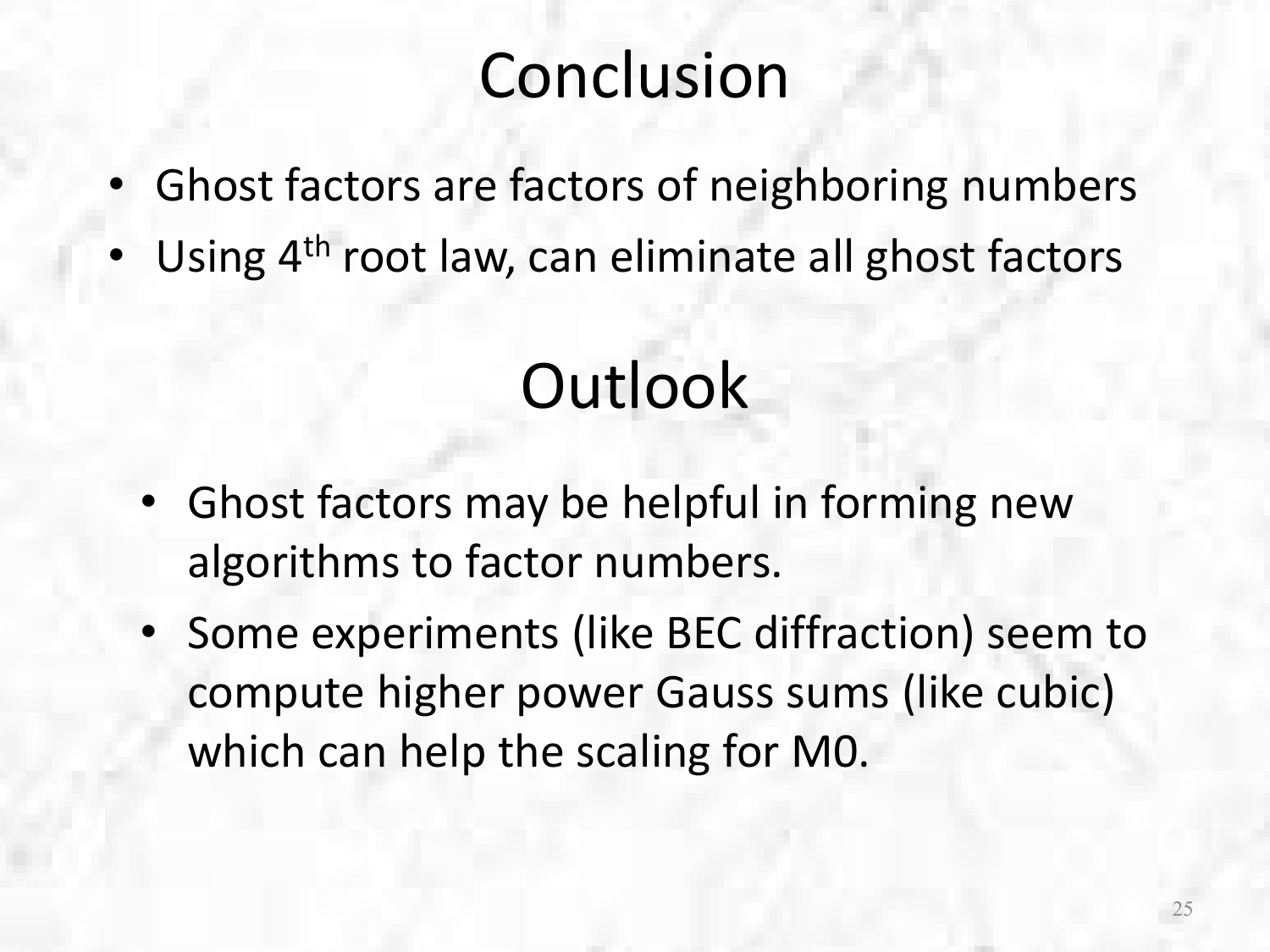# Conclusion

- Ghost factors are factors of neighboring numbers
- Using $4^{th}$ root law, can eliminate all ghost factors

# Outlook

- Ghost factors may be helpful in forming new algorithms to factor numbers.
- Some experiments (like BEC diffraction) seem to compute higher power Gauss sums (like cubic) which can help the scaling for M0.